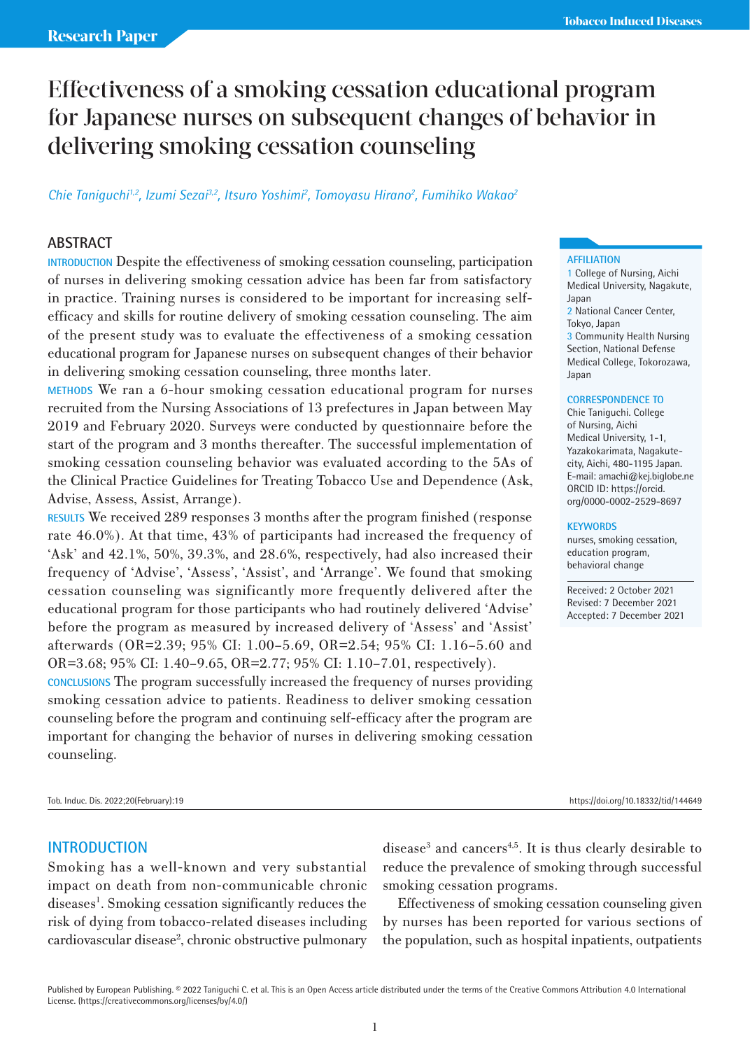Research Paper

# Effectiveness of a smoking cessation educational program for Japanese nurses on subsequent changes of behavior in delivering smoking cessation counseling

Chie Taniguchi[1,2], Izumi Sezai[3,2], Itsuro Yoshimi[2], Tomoyasu Hirano[2], Fumihiko Wakao[2]

## ABSTRACT

**INTRODUCTION** Despite the effectiveness of smoking cessation counseling, participation of nurses in delivering smoking cessation advice has been far from satisfactory in practice. Training nurses is considered to be important for increasing self-efficacy and skills for routine delivery of smoking cessation counseling. The aim of the present study was to evaluate the effectiveness of a smoking cessation educational program for Japanese nurses on subsequent changes of their behavior in delivering smoking cessation counseling, three months later.

**METHODS** We ran a 6-hour smoking cessation educational program for nurses recruited from the Nursing Associations of 13 prefectures in Japan between May 2019 and February 2020. Surveys were conducted by questionnaire before the start of the program and 3 months thereafter. The successful implementation of smoking cessation counseling behavior was evaluated according to the 5As of the Clinical Practice Guidelines for Treating Tobacco Use and Dependence (Ask, Advise, Assess, Assist, Arrange).

**RESULTS** We received 289 responses 3 months after the program finished (response rate 46.0%). At that time, 43% of participants had increased the frequency of 'Ask' and 42.1%, 50%, 39.3%, and 28.6%, respectively, had also increased their frequency of 'Advise', 'Assess', 'Assist', and 'Arrange'. We found that smoking cessation counseling was significantly more frequently delivered after the educational program for those participants who had routinely delivered 'Advise' before the program as measured by increased delivery of 'Assess' and 'Assist' afterwards (OR=2.39; 95% CI: 1.00–5.69, OR=2.54; 95% CI: 1.16–5.60 and OR=3.68; 95% CI: 1.40–9.65, OR=2.77; 95% CI: 1.10–7.01, respectively).

**CONCLUSIONS** The program successfully increased the frequency of nurses providing smoking cessation advice to patients. Readiness to deliver smoking cessation counseling before the program and continuing self-efficacy after the program are important for changing the behavior of nurses in delivering smoking cessation counseling.

**AFFILIATION**
1 College of Nursing, Aichi Medical University, Nagakute, Japan
2 National Cancer Center, Tokyo, Japan
3 Community Health Nursing Section, National Defense Medical College, Tokorozawa, Japan

**CORRESPONDENCE TO**
Chie Taniguchi. College of Nursing, Aichi Medical University, 1-1, Yazakokarimata, Nagakute-city, Aichi, 480-1195 Japan. E-mail: amachi@kej.biglobe.ne
ORCID ID: https://orcid.org/0000-0002-2529-8697

**KEYWORDS**
nurses, smoking cessation, education program, behavioral change

Received: 2 October 2021
Revised: 7 December 2021
Accepted: 7 December 2021

## INTRODUCTION

Smoking has a well-known and very substantial impact on death from non-communicable chronic diseases[1]. Smoking cessation significantly reduces the risk of dying from tobacco-related diseases including cardiovascular disease[2], chronic obstructive pulmonary disease[3] and cancers[4,5]. It is thus clearly desirable to reduce the prevalence of smoking through successful smoking cessation programs.

Effectiveness of smoking cessation counseling given by nurses has been reported for various sections of the population, such as hospital inpatients, outpatients

Published by European Publishing. © 2022 Taniguchi C. et al. This is an Open Access article distributed under the terms of the Creative Commons Attribution 4.0 International License. (https://creativecommons.org/licenses/by/4.0/)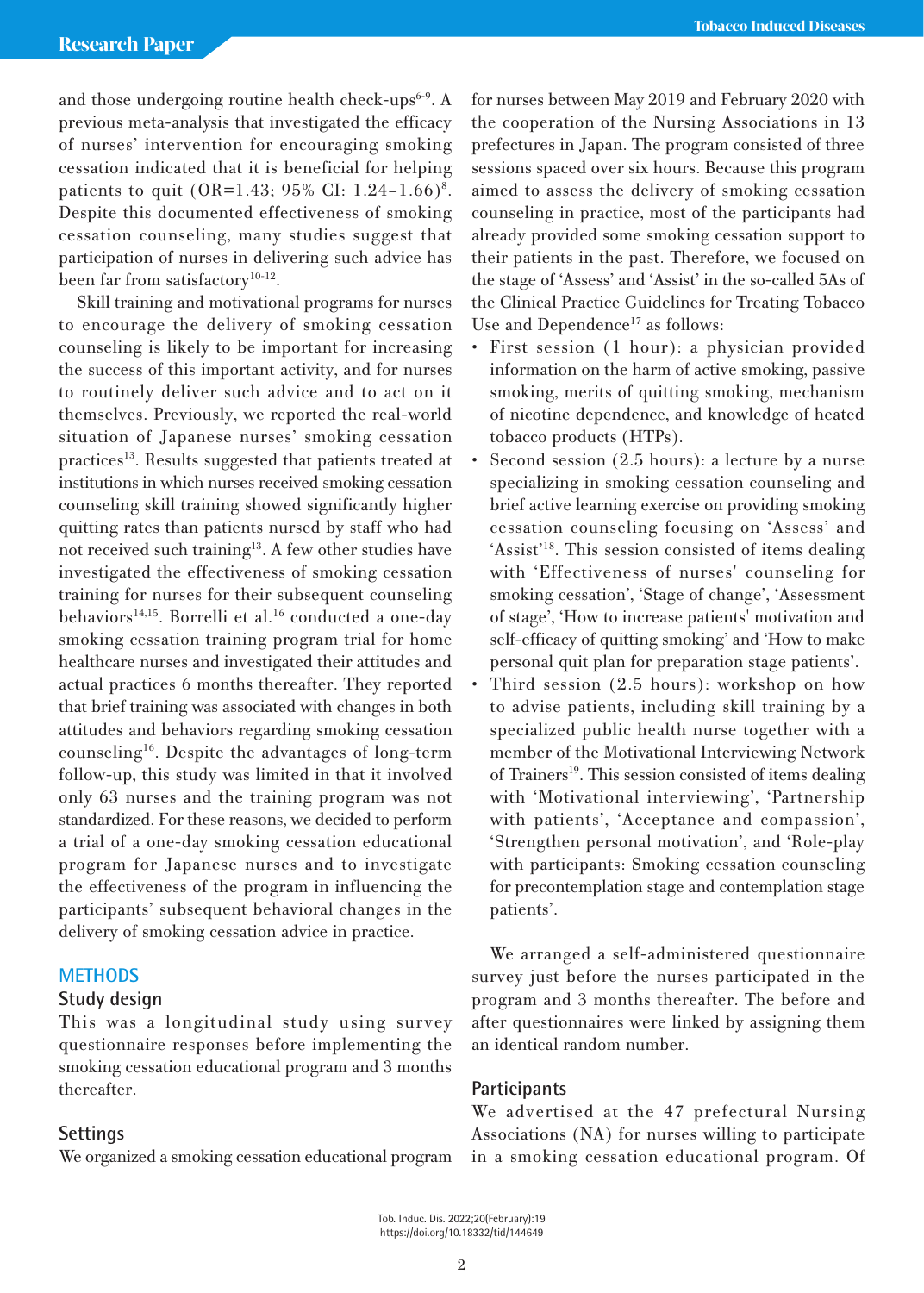and those undergoing routine health check-ups[6-9]. A previous meta-analysis that investigated the efficacy of nurses' intervention for encouraging smoking cessation indicated that it is beneficial for helping patients to quit (OR=1.43; 95% CI: 1.24–1.66)[8]. Despite this documented effectiveness of smoking cessation counseling, many studies suggest that participation of nurses in delivering such advice has been far from satisfactory[10-12].

Skill training and motivational programs for nurses to encourage the delivery of smoking cessation counseling is likely to be important for increasing the success of this important activity, and for nurses to routinely deliver such advice and to act on it themselves. Previously, we reported the real-world situation of Japanese nurses' smoking cessation practices[13]. Results suggested that patients treated at institutions in which nurses received smoking cessation counseling skill training showed significantly higher quitting rates than patients nursed by staff who had not received such training[13]. A few other studies have investigated the effectiveness of smoking cessation training for nurses for their subsequent counseling behaviors[14,15]. Borrelli et al.[16] conducted a one-day smoking cessation training program trial for home healthcare nurses and investigated their attitudes and actual practices 6 months thereafter. They reported that brief training was associated with changes in both attitudes and behaviors regarding smoking cessation counseling[16]. Despite the advantages of long-term follow-up, this study was limited in that it involved only 63 nurses and the training program was not standardized. For these reasons, we decided to perform a trial of a one-day smoking cessation educational program for Japanese nurses and to investigate the effectiveness of the program in influencing the participants' subsequent behavioral changes in the delivery of smoking cessation advice in practice.

## METHODS

### Study design

This was a longitudinal study using survey questionnaire responses before implementing the smoking cessation educational program and 3 months thereafter.

### Settings

We organized a smoking cessation educational program for nurses between May 2019 and February 2020 with the cooperation of the Nursing Associations in 13 prefectures in Japan. The program consisted of three sessions spaced over six hours. Because this program aimed to assess the delivery of smoking cessation counseling in practice, most of the participants had already provided some smoking cessation support to their patients in the past. Therefore, we focused on the stage of 'Assess' and 'Assist' in the so-called 5As of the Clinical Practice Guidelines for Treating Tobacco Use and Dependence[17] as follows:

- First session (1 hour): a physician provided information on the harm of active smoking, passive smoking, merits of quitting smoking, mechanism of nicotine dependence, and knowledge of heated tobacco products (HTPs).
- Second session (2.5 hours): a lecture by a nurse specializing in smoking cessation counseling and brief active learning exercise on providing smoking cessation counseling focusing on 'Assess' and 'Assist'[18]. This session consisted of items dealing with 'Effectiveness of nurses' counseling for smoking cessation', 'Stage of change', 'Assessment of stage', 'How to increase patients' motivation and self-efficacy of quitting smoking' and 'How to make personal quit plan for preparation stage patients'.
- Third session (2.5 hours): workshop on how to advise patients, including skill training by a specialized public health nurse together with a member of the Motivational Interviewing Network of Trainers[19]. This session consisted of items dealing with 'Motivational interviewing', 'Partnership with patients', 'Acceptance and compassion', 'Strengthen personal motivation', and 'Role-play with participants: Smoking cessation counseling for precontemplation stage and contemplation stage patients'.

We arranged a self-administered questionnaire survey just before the nurses participated in the program and 3 months thereafter. The before and after questionnaires were linked by assigning them an identical random number.

### Participants

We advertised at the 47 prefectural Nursing Associations (NA) for nurses willing to participate in a smoking cessation educational program. Of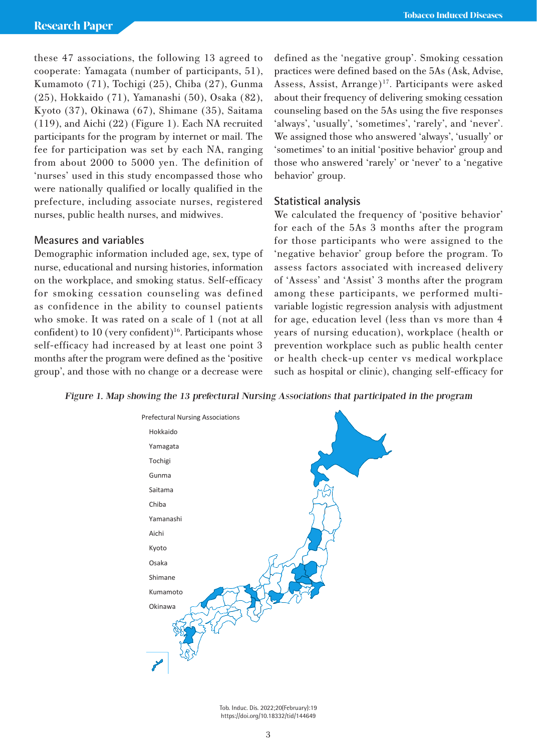these 47 associations, the following 13 agreed to cooperate: Yamagata (number of participants, 51), Kumamoto (71), Tochigi (25), Chiba (27), Gunma (25), Hokkaido (71), Yamanashi (50), Osaka (82), Kyoto (37), Okinawa (67), Shimane (35), Saitama (119), and Aichi (22) (Figure 1). Each NA recruited participants for the program by internet or mail. The fee for participation was set by each NA, ranging from about 2000 to 5000 yen. The definition of 'nurses' used in this study encompassed those who were nationally qualified or locally qualified in the prefecture, including associate nurses, registered nurses, public health nurses, and midwives.

## Measures and variables

Demographic information included age, sex, type of nurse, educational and nursing histories, information on the workplace, and smoking status. Self-efficacy for smoking cessation counseling was defined as confidence in the ability to counsel patients who smoke. It was rated on a scale of 1 (not at all confident) to 10 (very confident)[16]. Participants whose self-efficacy had increased by at least one point 3 months after the program were defined as the 'positive group', and those with no change or a decrease were defined as the 'negative group'. Smoking cessation practices were defined based on the 5As (Ask, Advise, Assess, Assist, Arrange)[17]. Participants were asked about their frequency of delivering smoking cessation counseling based on the 5As using the five responses 'always', 'usually', 'sometimes', 'rarely', and 'never'. We assigned those who answered 'always', 'usually' or 'sometimes' to an initial 'positive behavior' group and those who answered 'rarely' or 'never' to a 'negative behavior' group.

## Statistical analysis

We calculated the frequency of 'positive behavior' for each of the 5As 3 months after the program for those participants who were assigned to the 'negative behavior' group before the program. To assess factors associated with increased delivery of 'Assess' and 'Assist' 3 months after the program among these participants, we performed multivariable logistic regression analysis with adjustment for age, education level (less than vs more than 4 years of nursing education), workplace (health or prevention workplace such as public health center or health check-up center vs medical workplace such as hospital or clinic), changing self-efficacy for

*Figure 1. Map showing the 13 prefectural Nursing Associations that participated in the program*

Prefectural Nursing Associations
- Hokkaido
- Yamagata
- Tochigi
- Gunma
- Saitama
- Chiba
- Yamanashi
- Aichi
- Kyoto
- Osaka
- Shimane
- Kumamoto
- Okinawa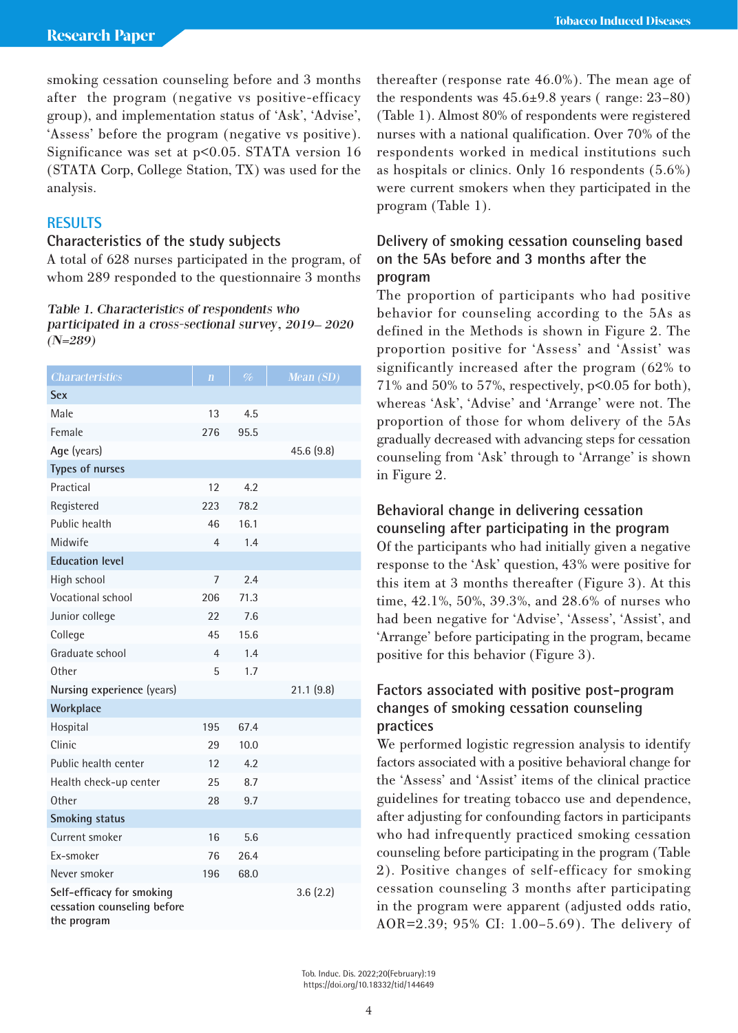smoking cessation counseling before and 3 months after the program (negative vs positive-efficacy group), and implementation status of 'Ask', 'Advise', 'Assess' before the program (negative vs positive). Significance was set at $p<0.05$. STATA version 16 (STATA Corp, College Station, TX) was used for the analysis.

## RESULTS

### Characteristics of the study subjects

A total of 628 nurses participated in the program, of whom 289 responded to the questionnaire 3 months thereafter (response rate 46.0%). The mean age of the respondents was 45.6±9.8 years ( range: 23–80) (Table 1). Almost 80% of respondents were registered nurses with a national qualification. Over 70% of the respondents worked in medical institutions such as hospitals or clinics. Only 16 respondents (5.6%) were current smokers when they participated in the program (Table 1).

*Table 1. Characteristics of respondents who participated in a cross-sectional survey, 2019– 2020 (N=289)*

| Characteristics | n | % | Mean (SD) |
|---|---|---|---|
| **Sex** | | | |
| Male | 13 | 4.5 | |
| Female | 276 | 95.5 | |
| Age (years) | | | 45.6 (9.8) |
| **Types of nurses** | | | |
| Practical | 12 | 4.2 | |
| Registered | 223 | 78.2 | |
| Public health | 46 | 16.1 | |
| Midwife | 4 | 1.4 | |
| **Education level** | | | |
| High school | 7 | 2.4 | |
| Vocational school | 206 | 71.3 | |
| Junior college | 22 | 7.6 | |
| College | 45 | 15.6 | |
| Graduate school | 4 | 1.4 | |
| Other | 5 | 1.7 | |
| Nursing experience (years) | | | 21.1 (9.8) |
| **Workplace** | | | |
| Hospital | 195 | 67.4 | |
| Clinic | 29 | 10.0 | |
| Public health center | 12 | 4.2 | |
| Health check-up center | 25 | 8.7 | |
| Other | 28 | 9.7 | |
| **Smoking status** | | | |
| Current smoker | 16 | 5.6 | |
| Ex-smoker | 76 | 26.4 | |
| Never smoker | 196 | 68.0 | |
| Self-efficacy for smoking cessation counseling before the program | | | 3.6 (2.2) |

### Delivery of smoking cessation counseling based on the 5As before and 3 months after the program

The proportion of participants who had positive behavior for counseling according to the 5As as defined in the Methods is shown in Figure 2. The proportion positive for 'Assess' and 'Assist' was significantly increased after the program (62% to 71% and 50% to 57%, respectively, $p<0.05$ for both), whereas 'Ask', 'Advise' and 'Arrange' were not. The proportion of those for whom delivery of the 5As gradually decreased with advancing steps for cessation counseling from 'Ask' through to 'Arrange' is shown in Figure 2.

### Behavioral change in delivering cessation counseling after participating in the program

Of the participants who had initially given a negative response to the 'Ask' question, 43% were positive for this item at 3 months thereafter (Figure 3). At this time, 42.1%, 50%, 39.3%, and 28.6% of nurses who had been negative for 'Advise', 'Assess', 'Assist', and 'Arrange' before participating in the program, became positive for this behavior (Figure 3).

### Factors associated with positive post-program changes of smoking cessation counseling practices

We performed logistic regression analysis to identify factors associated with a positive behavioral change for the 'Assess' and 'Assist' items of the clinical practice guidelines for treating tobacco use and dependence, after adjusting for confounding factors in participants who had infrequently practiced smoking cessation counseling before participating in the program (Table 2). Positive changes of self-efficacy for smoking cessation counseling 3 months after participating in the program were apparent (adjusted odds ratio, AOR=2.39; 95% CI: 1.00–5.69). The delivery of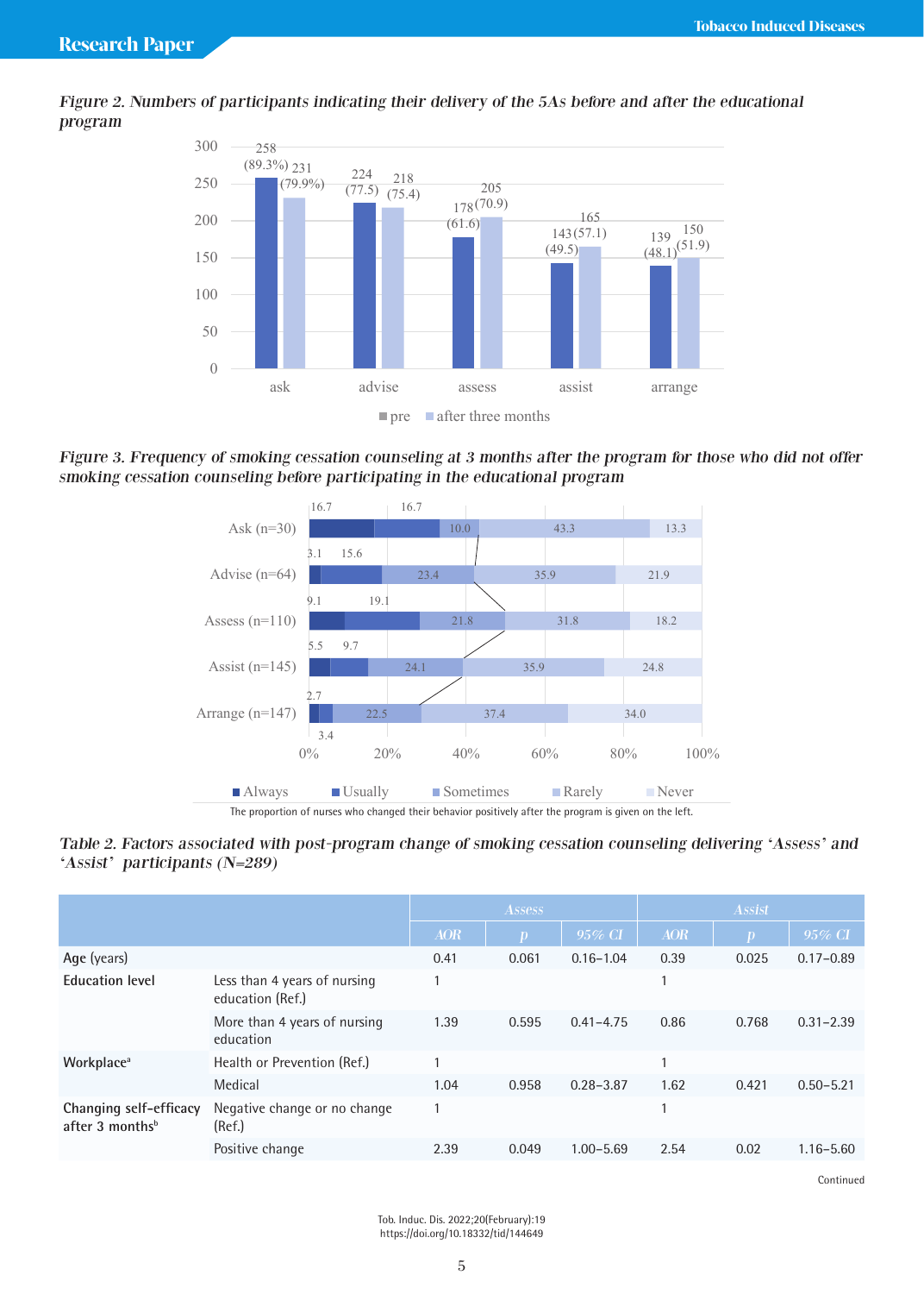*Figure 2. Numbers of participants indicating their delivery of the 5As before and after the educational program*

| | pre | after three months |
|---|---|---|
| ask | 258 (89.3%) | 231 (79.9%) |
| advise | 224 (77.5) | 218 (75.4) |
| assess | 178 (61.6) | 205 (70.9) |
| assist | 143 (49.5) | 165 (57.1) |
| arrange | 139 (48.1) | 150 (51.9) |

*Figure 3. Frequency of smoking cessation counseling at 3 months after the program for those who did not offer smoking cessation counseling before participating in the educational program*

| | Always | Usually | Sometimes | Rarely | Never |
|---|---|---|---|---|---|
| Ask (n=30) | 16.7 | 16.7 | 10.0 | 43.3 | 13.3 |
| Advise (n=64) | 3.1 | 15.6 | 23.4 | 35.9 | 21.9 |
| Assess (n=110) | 9.1 | 19.1 | 21.8 | 31.8 | 18.2 |
| Assist (n=145) | 5.5 | 9.7 | 24.1 | 35.9 | 24.8 |
| Arrange (n=147) | 2.7 | 3.4 | 22.5 | 37.4 | 34.0 |

The proportion of nurses who changed their behavior positively after the program is given on the left.

*Table 2. Factors associated with post-program change of smoking cessation counseling delivering 'Assess' and 'Assist' participants (N=289)*

| | | Assess | | | Assist | | |
|---|---|---|---|---|---|---|---|
| | | AOR | p | 95% CI | AOR | p | 95% CI |
| **Age** (years) | | 0.41 | 0.061 | 0.16–1.04 | 0.39 | 0.025 | 0.17–0.89 |
| **Education level** | Less than 4 years of nursing education (Ref.) | 1 | | | 1 | | |
| | More than 4 years of nursing education | 1.39 | 0.595 | 0.41–4.75 | 0.86 | 0.768 | 0.31–2.39 |
| **Workplace**[a] | Health or Prevention (Ref.) | 1 | | | 1 | | |
| | Medical | 1.04 | 0.958 | 0.28–3.87 | 1.62 | 0.421 | 0.50–5.21 |
| **Changing self-efficacy after 3 months**[b] | Negative change or no change (Ref.) | 1 | | | 1 | | |
| | Positive change | 2.39 | 0.049 | 1.00–5.69 | 2.54 | 0.02 | 1.16–5.60 |

Continued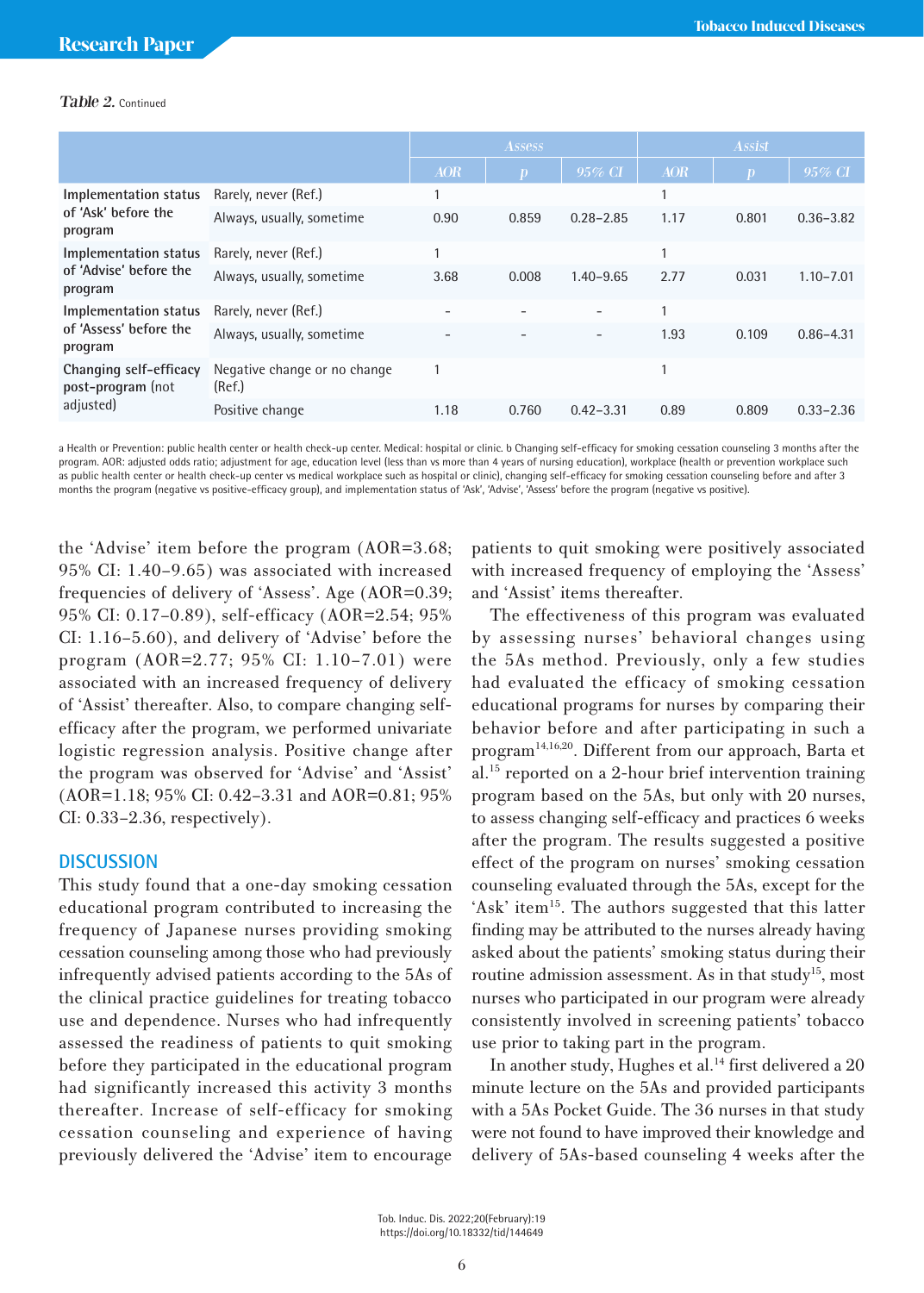*Table 2.* Continued

| | | Assess | | | Assist | | |
|---|---|---|---|---|---|---|---|
| | | AOR | p | 95% CI | AOR | p | 95% CI |
| Implementation status of 'Ask' before the program | Rarely, never (Ref.) | 1 | | | 1 | | |
| | Always, usually, sometime | 0.90 | 0.859 | 0.28–2.85 | 1.17 | 0.801 | 0.36–3.82 |
| Implementation status of 'Advise' before the program | Rarely, never (Ref.) | 1 | | | 1 | | |
| | Always, usually, sometime | 3.68 | 0.008 | 1.40–9.65 | 2.77 | 0.031 | 1.10–7.01 |
| Implementation status of 'Assess' before the program | Rarely, never (Ref.) | - | - | - | 1 | | |
| | Always, usually, sometime | - | - | - | 1.93 | 0.109 | 0.86–4.31 |
| Changing self-efficacy post-program (not adjusted) | Negative change or no change (Ref.) | 1 | | | 1 | | |
| | Positive change | 1.18 | 0.760 | 0.42–3.31 | 0.89 | 0.809 | 0.33–2.36 |

a Health or Prevention: public health center or health check-up center. Medical: hospital or clinic. b Changing self-efficacy for smoking cessation counseling 3 months after the program. AOR: adjusted odds ratio; adjustment for age, education level (less than vs more than 4 years of nursing education), workplace (health or prevention workplace such as public health center or health check-up center vs medical workplace such as hospital or clinic), changing self-efficacy for smoking cessation counseling before and after 3 months the program (negative vs positive-efficacy group), and implementation status of 'Ask', 'Advise', 'Assess' before the program (negative vs positive).

the 'Advise' item before the program (AOR=3.68; 95% CI: 1.40–9.65) was associated with increased frequencies of delivery of 'Assess'. Age (AOR=0.39; 95% CI: 0.17–0.89), self-efficacy (AOR=2.54; 95% CI: 1.16–5.60), and delivery of 'Advise' before the program (AOR=2.77; 95% CI: 1.10–7.01) were associated with an increased frequency of delivery of 'Assist' thereafter. Also, to compare changing self-efficacy after the program, we performed univariate logistic regression analysis. Positive change after the program was observed for 'Advise' and 'Assist' (AOR=1.18; 95% CI: 0.42–3.31 and AOR=0.81; 95% CI: 0.33–2.36, respectively).

## DISCUSSION

This study found that a one-day smoking cessation educational program contributed to increasing the frequency of Japanese nurses providing smoking cessation counseling among those who had previously infrequently advised patients according to the 5As of the clinical practice guidelines for treating tobacco use and dependence. Nurses who had infrequently assessed the readiness of patients to quit smoking before they participated in the educational program had significantly increased this activity 3 months thereafter. Increase of self-efficacy for smoking cessation counseling and experience of having previously delivered the 'Advise' item to encourage patients to quit smoking were positively associated with increased frequency of employing the 'Assess' and 'Assist' items thereafter.

The effectiveness of this program was evaluated by assessing nurses' behavioral changes using the 5As method. Previously, only a few studies had evaluated the efficacy of smoking cessation educational programs for nurses by comparing their behavior before and after participating in such a program[14,16,20]. Different from our approach, Barta et al.[15] reported on a 2-hour brief intervention training program based on the 5As, but only with 20 nurses, to assess changing self-efficacy and practices 6 weeks after the program. The results suggested a positive effect of the program on nurses' smoking cessation counseling evaluated through the 5As, except for the 'Ask' item[15]. The authors suggested that this latter finding may be attributed to the nurses already having asked about the patients' smoking status during their routine admission assessment. As in that study[15], most nurses who participated in our program were already consistently involved in screening patients' tobacco use prior to taking part in the program.

In another study, Hughes et al.[14] first delivered a 20 minute lecture on the 5As and provided participants with a 5As Pocket Guide. The 36 nurses in that study were not found to have improved their knowledge and delivery of 5As-based counseling 4 weeks after the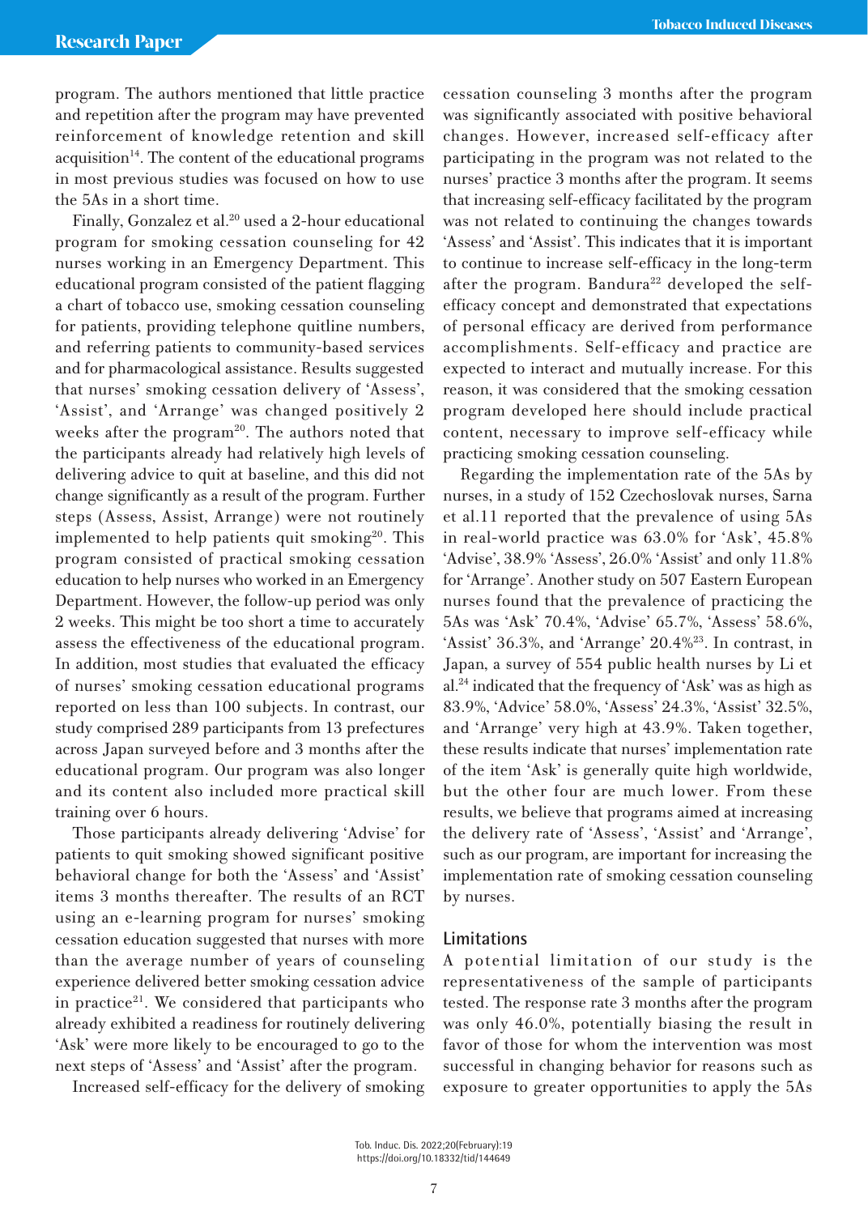program. The authors mentioned that little practice and repetition after the program may have prevented reinforcement of knowledge retention and skill acquisition[14]. The content of the educational programs in most previous studies was focused on how to use the 5As in a short time.

Finally, Gonzalez et al.[20] used a 2-hour educational program for smoking cessation counseling for 42 nurses working in an Emergency Department. This educational program consisted of the patient flagging a chart of tobacco use, smoking cessation counseling for patients, providing telephone quitline numbers, and referring patients to community-based services and for pharmacological assistance. Results suggested that nurses' smoking cessation delivery of 'Assess', 'Assist', and 'Arrange' was changed positively 2 weeks after the program[20]. The authors noted that the participants already had relatively high levels of delivering advice to quit at baseline, and this did not change significantly as a result of the program. Further steps (Assess, Assist, Arrange) were not routinely implemented to help patients quit smoking[20]. This program consisted of practical smoking cessation education to help nurses who worked in an Emergency Department. However, the follow-up period was only 2 weeks. This might be too short a time to accurately assess the effectiveness of the educational program. In addition, most studies that evaluated the efficacy of nurses' smoking cessation educational programs reported on less than 100 subjects. In contrast, our study comprised 289 participants from 13 prefectures across Japan surveyed before and 3 months after the educational program. Our program was also longer and its content also included more practical skill training over 6 hours.

Those participants already delivering 'Advise' for patients to quit smoking showed significant positive behavioral change for both the 'Assess' and 'Assist' items 3 months thereafter. The results of an RCT using an e-learning program for nurses' smoking cessation education suggested that nurses with more than the average number of years of counseling experience delivered better smoking cessation advice in practice[21]. We considered that participants who already exhibited a readiness for routinely delivering 'Ask' were more likely to be encouraged to go to the next steps of 'Assess' and 'Assist' after the program.

Increased self-efficacy for the delivery of smoking cessation counseling 3 months after the program was significantly associated with positive behavioral changes. However, increased self-efficacy after participating in the program was not related to the nurses' practice 3 months after the program. It seems that increasing self-efficacy facilitated by the program was not related to continuing the changes towards 'Assess' and 'Assist'. This indicates that it is important to continue to increase self-efficacy in the long-term after the program. Bandura[22] developed the self-efficacy concept and demonstrated that expectations of personal efficacy are derived from performance accomplishments. Self-efficacy and practice are expected to interact and mutually increase. For this reason, it was considered that the smoking cessation program developed here should include practical content, necessary to improve self-efficacy while practicing smoking cessation counseling.

Regarding the implementation rate of the 5As by nurses, in a study of 152 Czechoslovak nurses, Sarna et al.11 reported that the prevalence of using 5As in real-world practice was 63.0% for 'Ask', 45.8% 'Advise', 38.9% 'Assess', 26.0% 'Assist' and only 11.8% for 'Arrange'. Another study on 507 Eastern European nurses found that the prevalence of practicing the 5As was 'Ask' 70.4%, 'Advise' 65.7%, 'Assess' 58.6%, 'Assist' 36.3%, and 'Arrange' 20.4%[23]. In contrast, in Japan, a survey of 554 public health nurses by Li et al.[24] indicated that the frequency of 'Ask' was as high as 83.9%, 'Advice' 58.0%, 'Assess' 24.3%, 'Assist' 32.5%, and 'Arrange' very high at 43.9%. Taken together, these results indicate that nurses' implementation rate of the item 'Ask' is generally quite high worldwide, but the other four are much lower. From these results, we believe that programs aimed at increasing the delivery rate of 'Assess', 'Assist' and 'Arrange', such as our program, are important for increasing the implementation rate of smoking cessation counseling by nurses.

## Limitations

A potential limitation of our study is the representativeness of the sample of participants tested. The response rate 3 months after the program was only 46.0%, potentially biasing the result in favor of those for whom the intervention was most successful in changing behavior for reasons such as exposure to greater opportunities to apply the 5As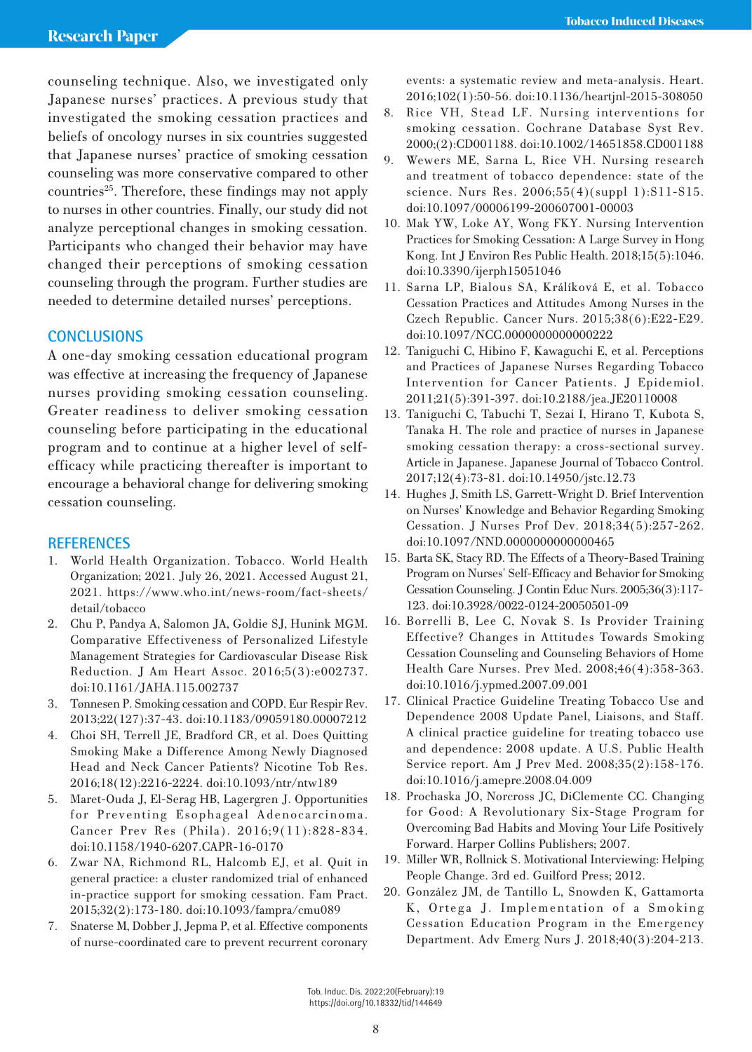counseling technique. Also, we investigated only Japanese nurses' practices. A previous study that investigated the smoking cessation practices and beliefs of oncology nurses in six countries suggested that Japanese nurses' practice of smoking cessation counseling was more conservative compared to other countries[25]. Therefore, these findings may not apply to nurses in other countries. Finally, our study did not analyze perceptional changes in smoking cessation. Participants who changed their behavior may have changed their perceptions of smoking cessation counseling through the program. Further studies are needed to determine detailed nurses' perceptions.

## CONCLUSIONS

A one-day smoking cessation educational program was effective at increasing the frequency of Japanese nurses providing smoking cessation counseling. Greater readiness to deliver smoking cessation counseling before participating in the educational program and to continue at a higher level of self-efficacy while practicing thereafter is important to encourage a behavioral change for delivering smoking cessation counseling.

## REFERENCES

1. World Health Organization. Tobacco. World Health Organization; 2021. July 26, 2021. Accessed August 21, 2021. https://www.who.int/news-room/fact-sheets/detail/tobacco
2. Chu P, Pandya A, Salomon JA, Goldie SJ, Hunink MGM. Comparative Effectiveness of Personalized Lifestyle Management Strategies for Cardiovascular Disease Risk Reduction. J Am Heart Assoc. 2016;5(3):e002737. doi:10.1161/JAHA.115.002737
3. Tønnesen P. Smoking cessation and COPD. Eur Respir Rev. 2013;22(127):37-43. doi:10.1183/09059180.00007212
4. Choi SH, Terrell JE, Bradford CR, et al. Does Quitting Smoking Make a Difference Among Newly Diagnosed Head and Neck Cancer Patients? Nicotine Tob Res. 2016;18(12):2216-2224. doi:10.1093/ntr/ntw189
5. Maret-Ouda J, El-Serag HB, Lagergren J. Opportunities for Preventing Esophageal Adenocarcinoma. Cancer Prev Res (Phila). 2016;9(11):828-834. doi:10.1158/1940-6207.CAPR-16-0170
6. Zwar NA, Richmond RL, Halcomb EJ, et al. Quit in general practice: a cluster randomized trial of enhanced in-practice support for smoking cessation. Fam Pract. 2015;32(2):173-180. doi:10.1093/fampra/cmu089
7. Snaterse M, Dobber J, Jepma P, et al. Effective components of nurse-coordinated care to prevent recurrent coronary events: a systematic review and meta-analysis. Heart. 2016;102(1):50-56. doi:10.1136/heartjnl-2015-308050
8. Rice VH, Stead LF. Nursing interventions for smoking cessation. Cochrane Database Syst Rev. 2000;(2):CD001188. doi:10.1002/14651858.CD001188
9. Wewers ME, Sarna L, Rice VH. Nursing research and treatment of tobacco dependence: state of the science. Nurs Res. 2006;55(4)(suppl 1):S11-S15. doi:10.1097/00006199-200607001-00003
10. Mak YW, Loke AY, Wong FKY. Nursing Intervention Practices for Smoking Cessation: A Large Survey in Hong Kong. Int J Environ Res Public Health. 2018;15(5):1046. doi:10.3390/ijerph15051046
11. Sarna LP, Bialous SA, Králíková E, et al. Tobacco Cessation Practices and Attitudes Among Nurses in the Czech Republic. Cancer Nurs. 2015;38(6):E22-E29. doi:10.1097/NCC.0000000000000222
12. Taniguchi C, Hibino F, Kawaguchi E, et al. Perceptions and Practices of Japanese Nurses Regarding Tobacco Intervention for Cancer Patients. J Epidemiol. 2011;21(5):391-397. doi:10.2188/jea.JE20110008
13. Taniguchi C, Tabuchi T, Sezai I, Hirano T, Kubota S, Tanaka H. The role and practice of nurses in Japanese smoking cessation therapy: a cross-sectional survey. Article in Japanese. Japanese Journal of Tobacco Control. 2017;12(4):73-81. doi:10.14950/jstc.12.73
14. Hughes J, Smith LS, Garrett-Wright D. Brief Intervention on Nurses' Knowledge and Behavior Regarding Smoking Cessation. J Nurses Prof Dev. 2018;34(5):257-262. doi:10.1097/NND.0000000000000465
15. Barta SK, Stacy RD. The Effects of a Theory-Based Training Program on Nurses' Self-Efficacy and Behavior for Smoking Cessation Counseling. J Contin Educ Nurs. 2005;36(3):117-123. doi:10.3928/0022-0124-20050501-09
16. Borrelli B, Lee C, Novak S. Is Provider Training Effective? Changes in Attitudes Towards Smoking Cessation Counseling and Counseling Behaviors of Home Health Care Nurses. Prev Med. 2008;46(4):358-363. doi:10.1016/j.ypmed.2007.09.001
17. Clinical Practice Guideline Treating Tobacco Use and Dependence 2008 Update Panel, Liaisons, and Staff. A clinical practice guideline for treating tobacco use and dependence: 2008 update. A U.S. Public Health Service report. Am J Prev Med. 2008;35(2):158-176. doi:10.1016/j.amepre.2008.04.009
18. Prochaska JO, Norcross JC, DiClemente CC. Changing for Good: A Revolutionary Six-Stage Program for Overcoming Bad Habits and Moving Your Life Positively Forward. Harper Collins Publishers; 2007.
19. Miller WR, Rollnick S. Motivational Interviewing: Helping People Change. 3rd ed. Guilford Press; 2012.
20. González JM, de Tantillo L, Snowden K, Gattamorta K, Ortega J. Implementation of a Smoking Cessation Education Program in the Emergency Department. Adv Emerg Nurs J. 2018;40(3):204-213.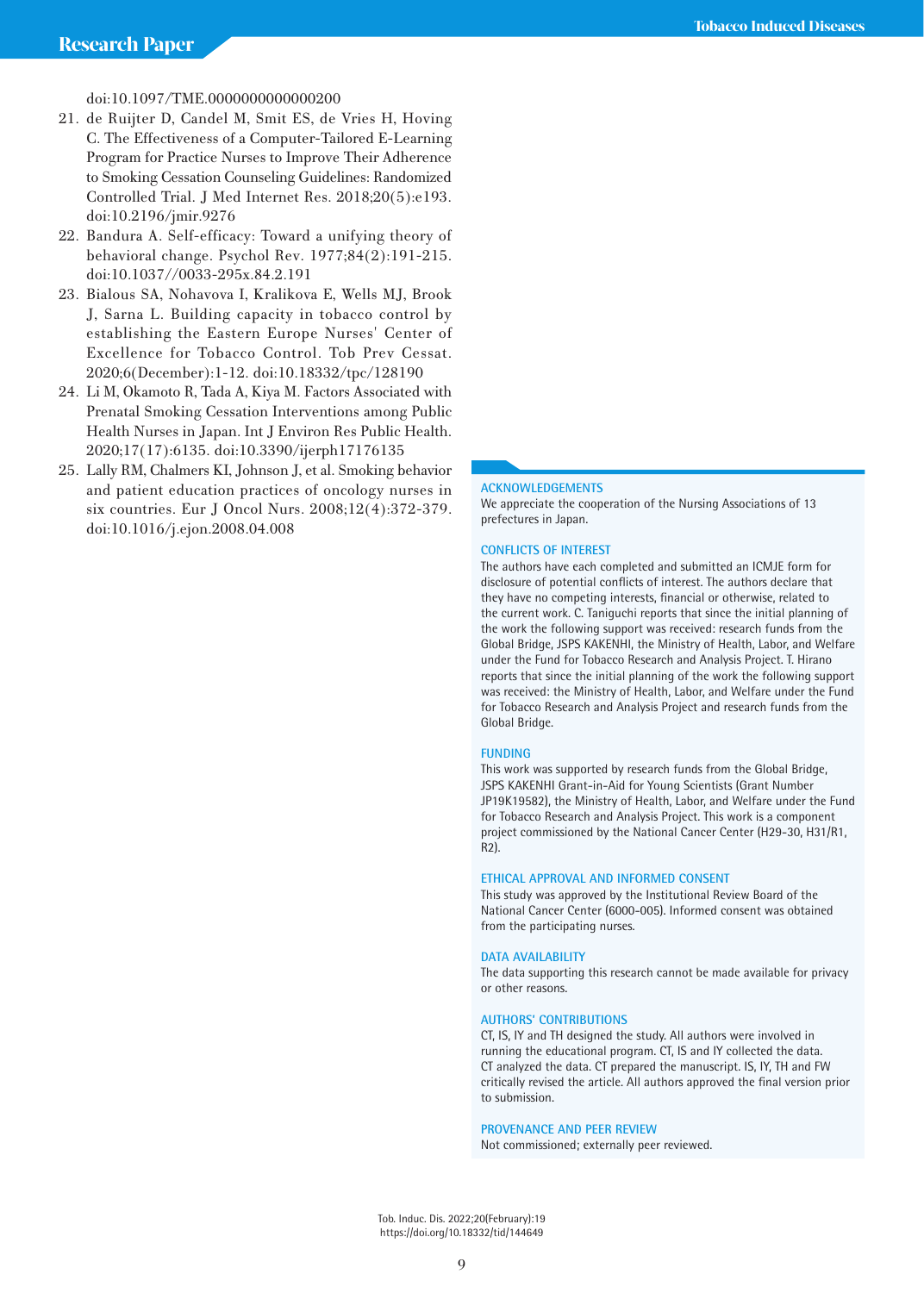doi:10.1097/TME.0000000000000200

21. de Ruijter D, Candel M, Smit ES, de Vries H, Hoving C. The Effectiveness of a Computer-Tailored E-Learning Program for Practice Nurses to Improve Their Adherence to Smoking Cessation Counseling Guidelines: Randomized Controlled Trial. J Med Internet Res. 2018;20(5):e193. doi:10.2196/jmir.9276
22. Bandura A. Self-efficacy: Toward a unifying theory of behavioral change. Psychol Rev. 1977;84(2):191-215. doi:10.1037//0033-295x.84.2.191
23. Bialous SA, Nohavova I, Kralikova E, Wells MJ, Brook J, Sarna L. Building capacity in tobacco control by establishing the Eastern Europe Nurses' Center of Excellence for Tobacco Control. Tob Prev Cessat. 2020;6(December):1-12. doi:10.18332/tpc/128190
24. Li M, Okamoto R, Tada A, Kiya M. Factors Associated with Prenatal Smoking Cessation Interventions among Public Health Nurses in Japan. Int J Environ Res Public Health. 2020;17(17):6135. doi:10.3390/ijerph17176135
25. Lally RM, Chalmers KI, Johnson J, et al. Smoking behavior and patient education practices of oncology nurses in six countries. Eur J Oncol Nurs. 2008;12(4):372-379. doi:10.1016/j.ejon.2008.04.008

### ACKNOWLEDGEMENTS

We appreciate the cooperation of the Nursing Associations of 13 prefectures in Japan.

### CONFLICTS OF INTEREST

The authors have each completed and submitted an ICMJE form for disclosure of potential conflicts of interest. The authors declare that they have no competing interests, financial or otherwise, related to the current work. C. Taniguchi reports that since the initial planning of the work the following support was received: research funds from the Global Bridge, JSPS KAKENHI, the Ministry of Health, Labor, and Welfare under the Fund for Tobacco Research and Analysis Project. T. Hirano reports that since the initial planning of the work the following support was received: the Ministry of Health, Labor, and Welfare under the Fund for Tobacco Research and Analysis Project and research funds from the Global Bridge.

### FUNDING

This work was supported by research funds from the Global Bridge, JSPS KAKENHI Grant-in-Aid for Young Scientists (Grant Number JP19K19582), the Ministry of Health, Labor, and Welfare under the Fund for Tobacco Research and Analysis Project. This work is a component project commissioned by the National Cancer Center (H29-30, H31/R1, R2).

### ETHICAL APPROVAL AND INFORMED CONSENT

This study was approved by the Institutional Review Board of the National Cancer Center (6000-005). Informed consent was obtained from the participating nurses.

### DATA AVAILABILITY

The data supporting this research cannot be made available for privacy or other reasons.

### AUTHORS' CONTRIBUTIONS

CT, IS, IY and TH designed the study. All authors were involved in running the educational program. CT, IS and IY collected the data. CT analyzed the data. CT prepared the manuscript. IS, IY, TH and FW critically revised the article. All authors approved the final version prior to submission.

### PROVENANCE AND PEER REVIEW

Not commissioned; externally peer reviewed.